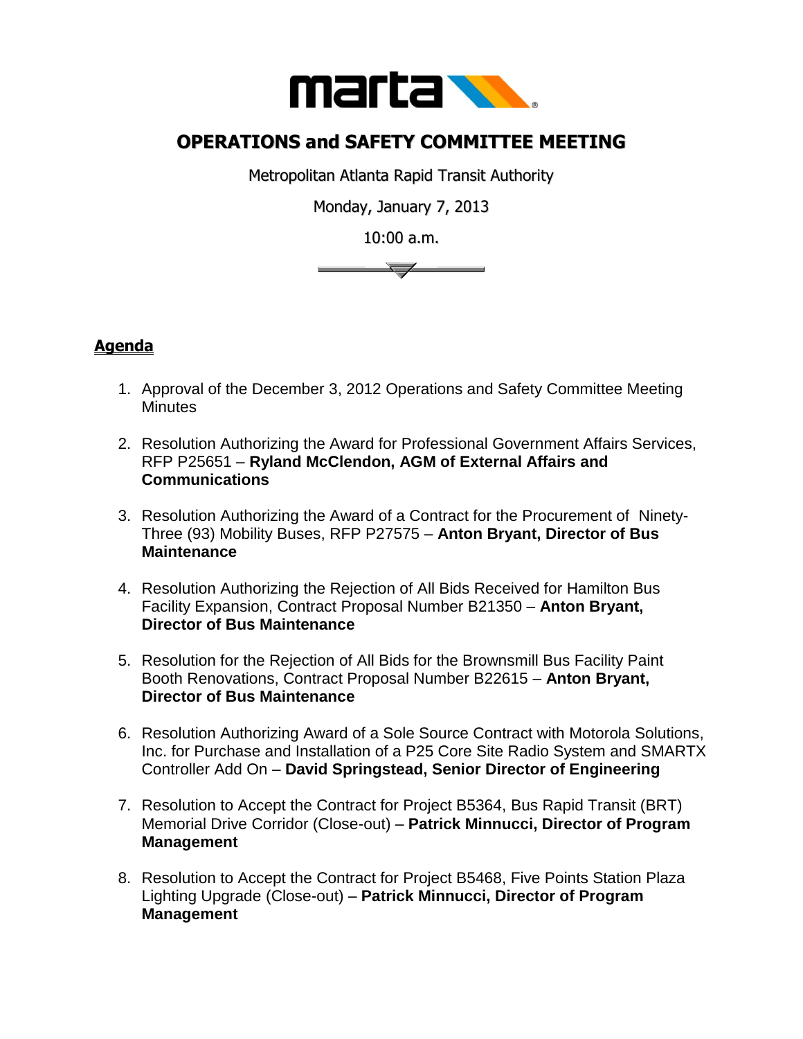# OPERATIONS and SAFETY COMMITTEE MEETING

Metropolitan Atlanta Rapid Transit Authority

Monday, January 7, 2013

10:00 a.m.

## Agenda

1. Approval of the December 3, 2012 Operations and Safety Committee Meeting Minutes

2. Resolution Authorizing the Award for Professional Government Affairs Services, RFP P25651 – **Ryland McClendon, AGM of External Affairs and Communications**

3. Resolution Authorizing the Award of a Contract for the Procurement of Ninety-Three (93) Mobility Buses, RFP P27575 – **Anton Bryant, Director of Bus Maintenance**

4. Resolution Authorizing the Rejection of All Bids Received for Hamilton Bus Facility Expansion, Contract Proposal Number B21350 – **Anton Bryant, Director of Bus Maintenance**

5. Resolution for the Rejection of All Bids for the Brownsmill Bus Facility Paint Booth Renovations, Contract Proposal Number B22615 – **Anton Bryant, Director of Bus Maintenance**

6. Resolution Authorizing Award of a Sole Source Contract with Motorola Solutions, Inc. for Purchase and Installation of a P25 Core Site Radio System and SMARTX Controller Add On – **David Springstead, Senior Director of Engineering**

7. Resolution to Accept the Contract for Project B5364, Bus Rapid Transit (BRT) Memorial Drive Corridor (Close-out) – **Patrick Minnucci, Director of Program Management**

8. Resolution to Accept the Contract for Project B5468, Five Points Station Plaza Lighting Upgrade (Close-out) – **Patrick Minnucci, Director of Program Management**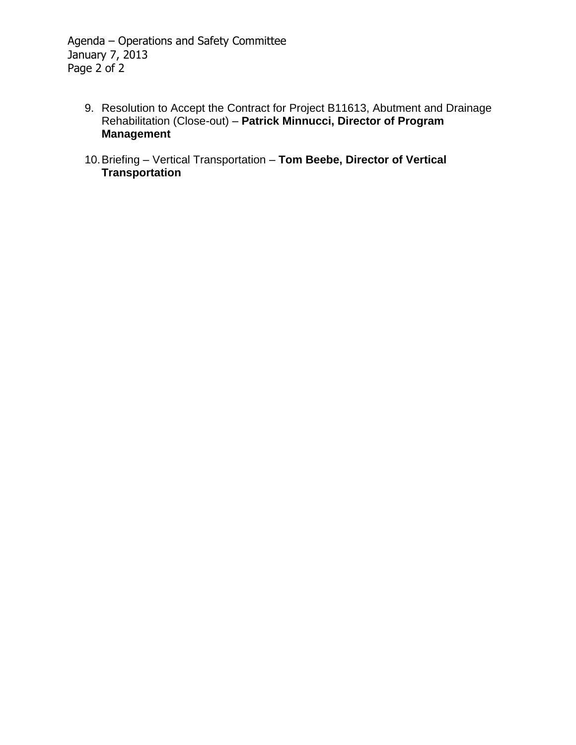9. Resolution to Accept the Contract for Project B11613, Abutment and Drainage Rehabilitation (Close-out) – **Patrick Minnucci, Director of Program Management**

10. Briefing – Vertical Transportation – **Tom Beebe, Director of Vertical Transportation**